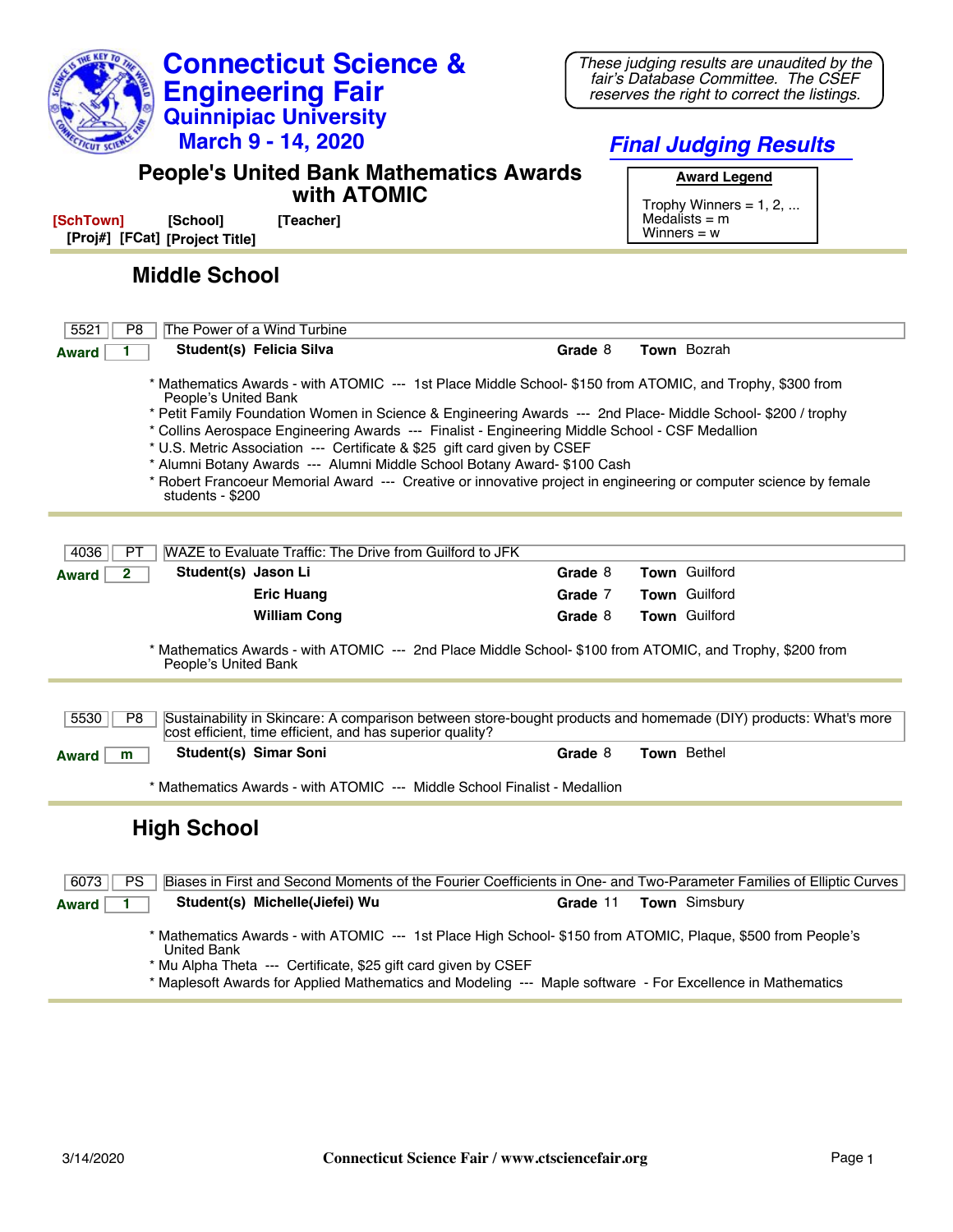# Connecticut Science & Engineering Fair

## Quinnipiac University

## March 9 - 14, 2020

*These judging results are unaudited by the fair's Database Committee. The CSEF reserves the right to correct the listings.*

## *Final Judging Results*

## People's United Bank Mathematics Awards with ATOMIC

**Award Legend**

Trophy Winners = 1, 2, ...
Medalists = m
Winners = w

[SchTown] [School] [Teacher]
[Proj#] [FCat] [Project Title]

### Middle School

| 5521 | P8 | The Power of a Wind Turbine |
|---|---|---|

**Award** 1 — **Student(s)** Felicia Silva — **Grade** 8 — **Town** Bozrah

* Mathematics Awards - with ATOMIC --- 1st Place Middle School- $150 from ATOMIC, and Trophy, $300 from People's United Bank
* Petit Family Foundation Women in Science & Engineering Awards --- 2nd Place- Middle School- $200 / trophy
* Collins Aerospace Engineering Awards --- Finalist - Engineering Middle School - CSF Medallion
* U.S. Metric Association --- Certificate & $25 gift card given by CSEF
* Alumni Botany Awards --- Alumni Middle School Botany Award- $100 Cash
* Robert Francoeur Memorial Award --- Creative or innovative project in engineering or computer science by female students - $200

| 4036 | PT | WAZE to Evaluate Traffic: The Drive from Guilford to JFK |
|---|---|---|

**Award** 2 — **Student(s)** Jason Li — **Grade** 8 — **Town** Guilford
Eric Huang — **Grade** 7 — **Town** Guilford
William Cong — **Grade** 8 — **Town** Guilford

* Mathematics Awards - with ATOMIC --- 2nd Place Middle School- $100 from ATOMIC, and Trophy, $200 from People's United Bank

| 5530 | P8 | Sustainability in Skincare: A comparison between store-bought products and homemade (DIY) products: What's more cost efficient, time efficient, and has superior quality? |
|---|---|---|

**Award** m — **Student(s)** Simar Soni — **Grade** 8 — **Town** Bethel

* Mathematics Awards - with ATOMIC --- Middle School Finalist - Medallion

### High School

| 6073 | PS | Biases in First and Second Moments of the Fourier Coefficients in One- and Two-Parameter Families of Elliptic Curves |
|---|---|---|

**Award** 1 — **Student(s)** Michelle(Jiefei) Wu — **Grade** 11 — **Town** Simsbury

* Mathematics Awards - with ATOMIC --- 1st Place High School- $150 from ATOMIC, Plaque, $500 from People's United Bank
* Mu Alpha Theta --- Certificate, $25 gift card given by CSEF
* Maplesoft Awards for Applied Mathematics and Modeling --- Maple software - For Excellence in Mathematics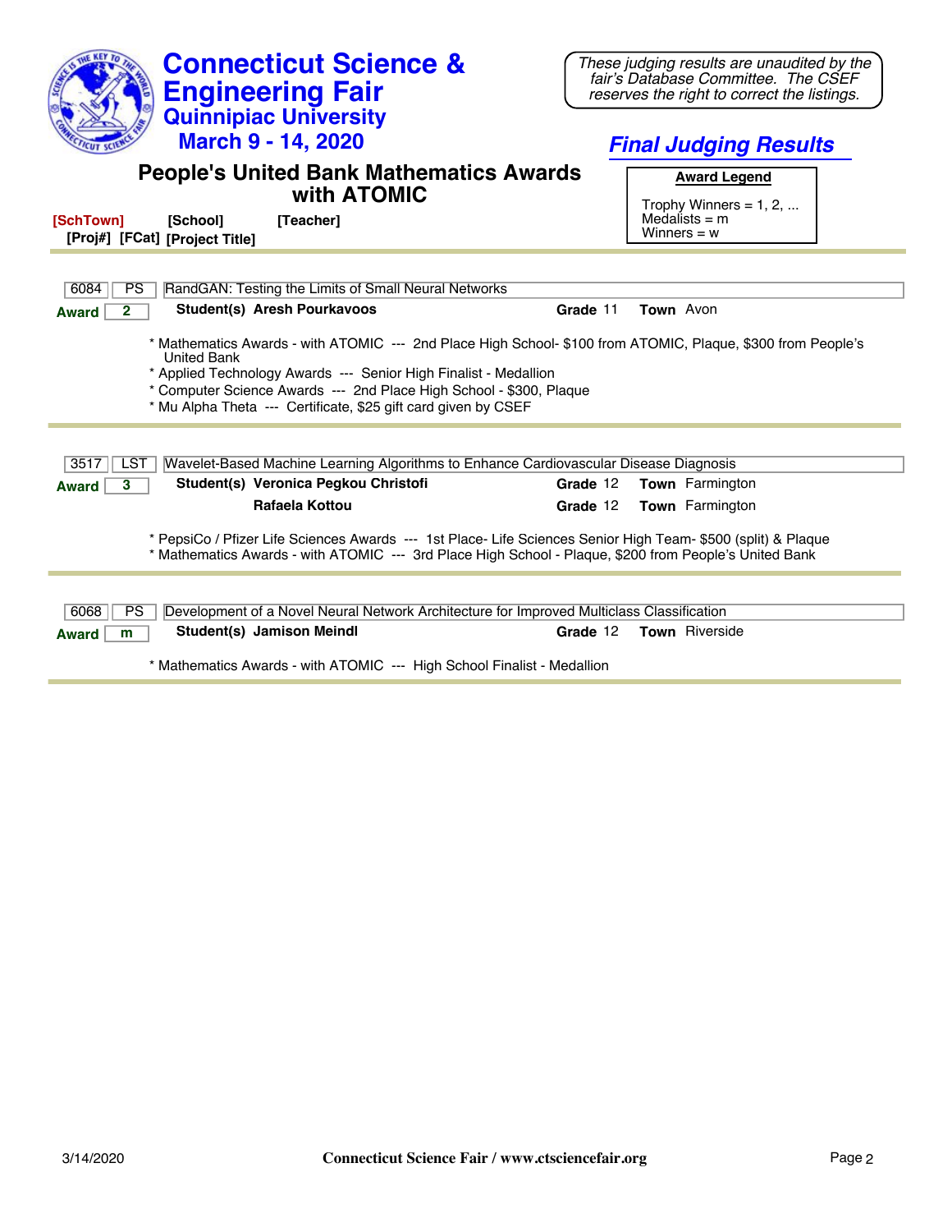# Connecticut Science & Engineering Fair

## Quinnipiac University

### March 9 - 14, 2020

*These judging results are unaudited by the fair's Database Committee. The CSEF reserves the right to correct the listings.*

***Final Judging Results***

## People's United Bank Mathematics Awards with ATOMIC

**Award Legend**

Trophy Winners = 1, 2, ...
Medalists = m
Winners = w

**[SchTown]** **[School]** **[Teacher]**
**[Proj#]** **[FCat]** **[Project Title]**

---

6084 | PS | RandGAN: Testing the Limits of Small Neural Networks

**Award** 2 — **Student(s)** **Aresh Pourkavoos** — **Grade** 11 — **Town** Avon

- Mathematics Awards - with ATOMIC --- 2nd Place High School- $100 from ATOMIC, Plaque, $300 from People's United Bank
- Applied Technology Awards --- Senior High Finalist - Medallion
- Computer Science Awards --- 2nd Place High School - $300, Plaque
- Mu Alpha Theta --- Certificate, $25 gift card given by CSEF

---

3517 | LST | Wavelet-Based Machine Learning Algorithms to Enhance Cardiovascular Disease Diagnosis

**Award** 3 — **Student(s)** **Veronica Pegkou Christofi** — **Grade** 12 — **Town** Farmington
**Rafaela Kottou** — **Grade** 12 — **Town** Farmington

- PepsiCo / Pfizer Life Sciences Awards --- 1st Place- Life Sciences Senior High Team- $500 (split) & Plaque
- Mathematics Awards - with ATOMIC --- 3rd Place High School - Plaque, $200 from People's United Bank

---

6068 | PS | Development of a Novel Neural Network Architecture for Improved Multiclass Classification

**Award** m — **Student(s)** **Jamison Meindl** — **Grade** 12 — **Town** Riverside

- Mathematics Awards - with ATOMIC --- High School Finalist - Medallion